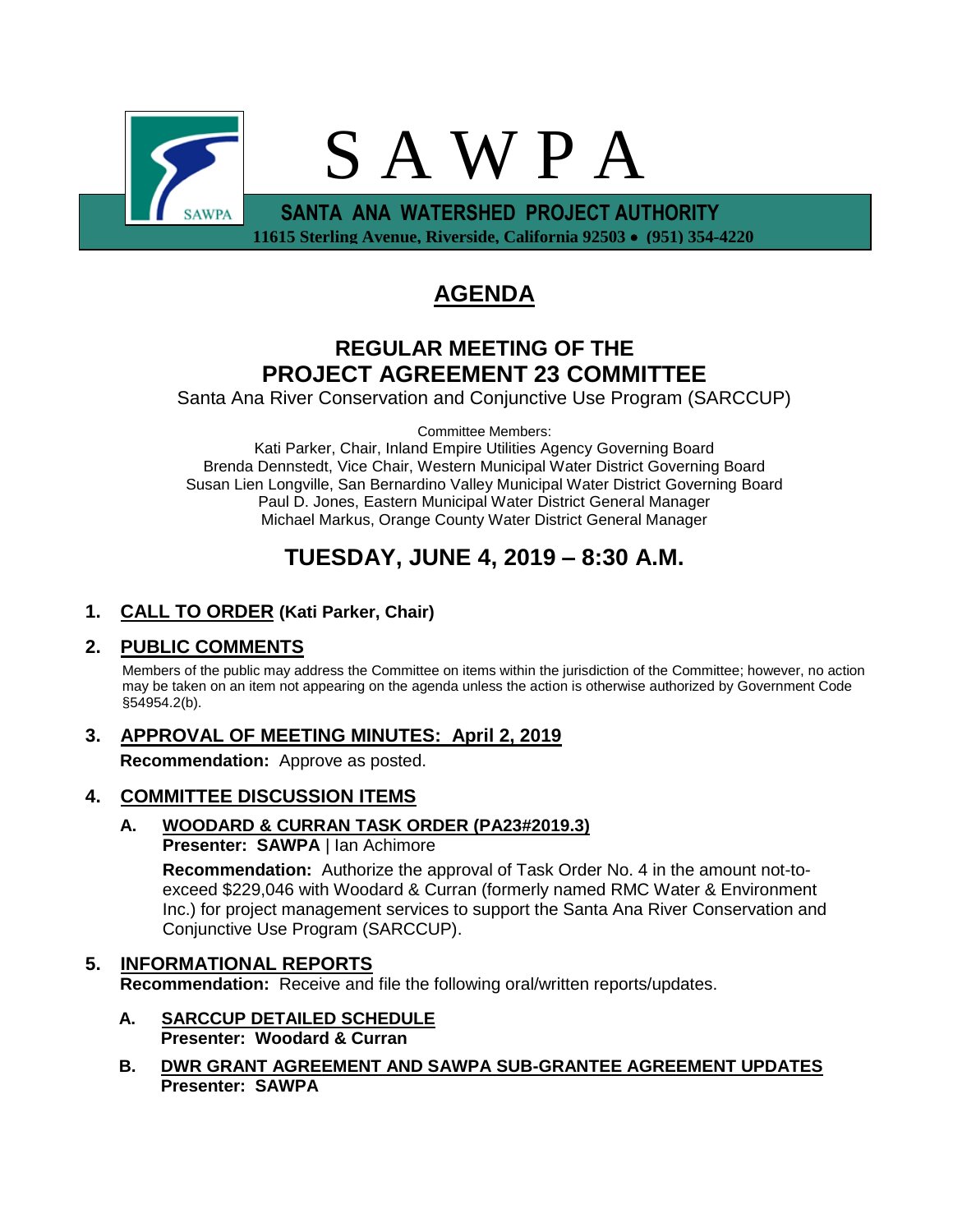# S A W P A

**SANTA ANA WATERSHED PROJECT AUTHORITY**
**11615 Sterling Avenue, Riverside, California 92503 • (951) 354-4220**

# AGENDA

## REGULAR MEETING OF THE PROJECT AGREEMENT 23 COMMITTEE

Santa Ana River Conservation and Conjunctive Use Program (SARCCUP)

Committee Members:
Kati Parker, Chair, Inland Empire Utilities Agency Governing Board
Brenda Dennstedt, Vice Chair, Western Municipal Water District Governing Board
Susan Lien Longville, San Bernardino Valley Municipal Water District Governing Board
Paul D. Jones, Eastern Municipal Water District General Manager
Michael Markus, Orange County Water District General Manager

## TUESDAY, JUNE 4, 2019 – 8:30 A.M.

### 1. CALL TO ORDER (Kati Parker, Chair)

### 2. PUBLIC COMMENTS

Members of the public may address the Committee on items within the jurisdiction of the Committee; however, no action may be taken on an item not appearing on the agenda unless the action is otherwise authorized by Government Code §54954.2(b).

### 3. APPROVAL OF MEETING MINUTES: April 2, 2019

**Recommendation:** Approve as posted.

### 4. COMMITTEE DISCUSSION ITEMS

**A. WOODARD & CURRAN TASK ORDER (PA23#2019.3)**
**Presenter: SAWPA** | Ian Achimore

**Recommendation:** Authorize the approval of Task Order No. 4 in the amount not-to-exceed $229,046 with Woodard & Curran (formerly named RMC Water & Environment Inc.) for project management services to support the Santa Ana River Conservation and Conjunctive Use Program (SARCCUP).

### 5. INFORMATIONAL REPORTS

**Recommendation:** Receive and file the following oral/written reports/updates.

**A. SARCCUP DETAILED SCHEDULE**
**Presenter: Woodard & Curran**

**B. DWR GRANT AGREEMENT AND SAWPA SUB-GRANTEE AGREEMENT UPDATES**
**Presenter: SAWPA**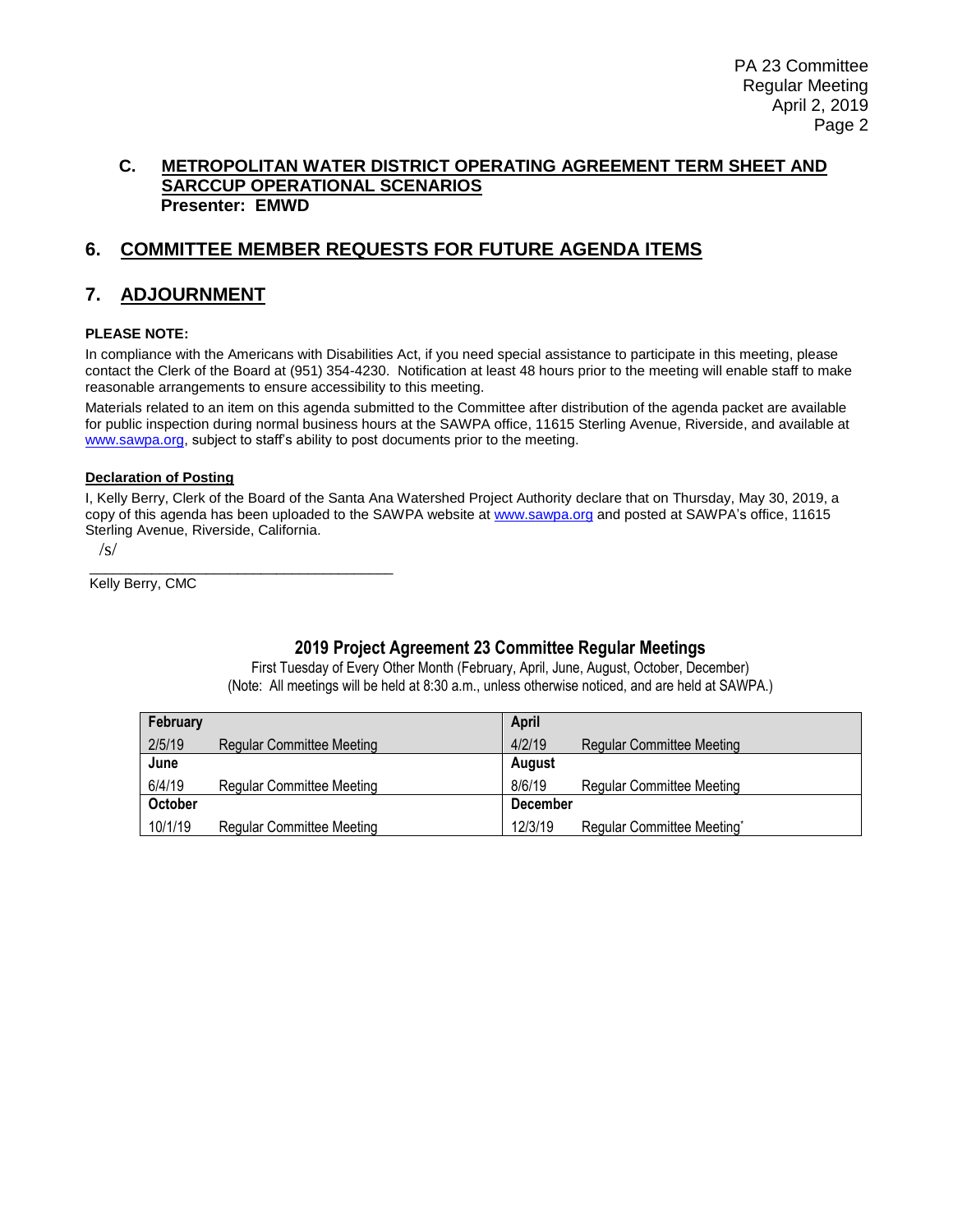**C. METROPOLITAN WATER DISTRICT OPERATING AGREEMENT TERM SHEET AND SARCCUP OPERATIONAL SCENARIOS**
**Presenter: EMWD**

## 6. COMMITTEE MEMBER REQUESTS FOR FUTURE AGENDA ITEMS

## 7. ADJOURNMENT

**PLEASE NOTE:**

In compliance with the Americans with Disabilities Act, if you need special assistance to participate in this meeting, please contact the Clerk of the Board at (951) 354-4230. Notification at least 48 hours prior to the meeting will enable staff to make reasonable arrangements to ensure accessibility to this meeting.

Materials related to an item on this agenda submitted to the Committee after distribution of the agenda packet are available for public inspection during normal business hours at the SAWPA office, 11615 Sterling Avenue, Riverside, and available at www.sawpa.org, subject to staff's ability to post documents prior to the meeting.

**Declaration of Posting**

I, Kelly Berry, Clerk of the Board of the Santa Ana Watershed Project Authority declare that on Thursday, May 30, 2019, a copy of this agenda has been uploaded to the SAWPA website at www.sawpa.org and posted at SAWPA's office, 11615 Sterling Avenue, Riverside, California.

/s/
_______________________________________
Kelly Berry, CMC

### 2019 Project Agreement 23 Committee Regular Meetings

First Tuesday of Every Other Month (February, April, June, August, October, December)
(Note: All meetings will be held at 8:30 a.m., unless otherwise noticed, and are held at SAWPA.)

| February | | April | |
|---|---|---|---|
| 2/5/19 | Regular Committee Meeting | 4/2/19 | Regular Committee Meeting |
| **June** | | **August** | |
| 6/4/19 | Regular Committee Meeting | 8/6/19 | Regular Committee Meeting |
| **October** | | **December** | |
| 10/1/19 | Regular Committee Meeting | 12/3/19 | Regular Committee Meeting* |